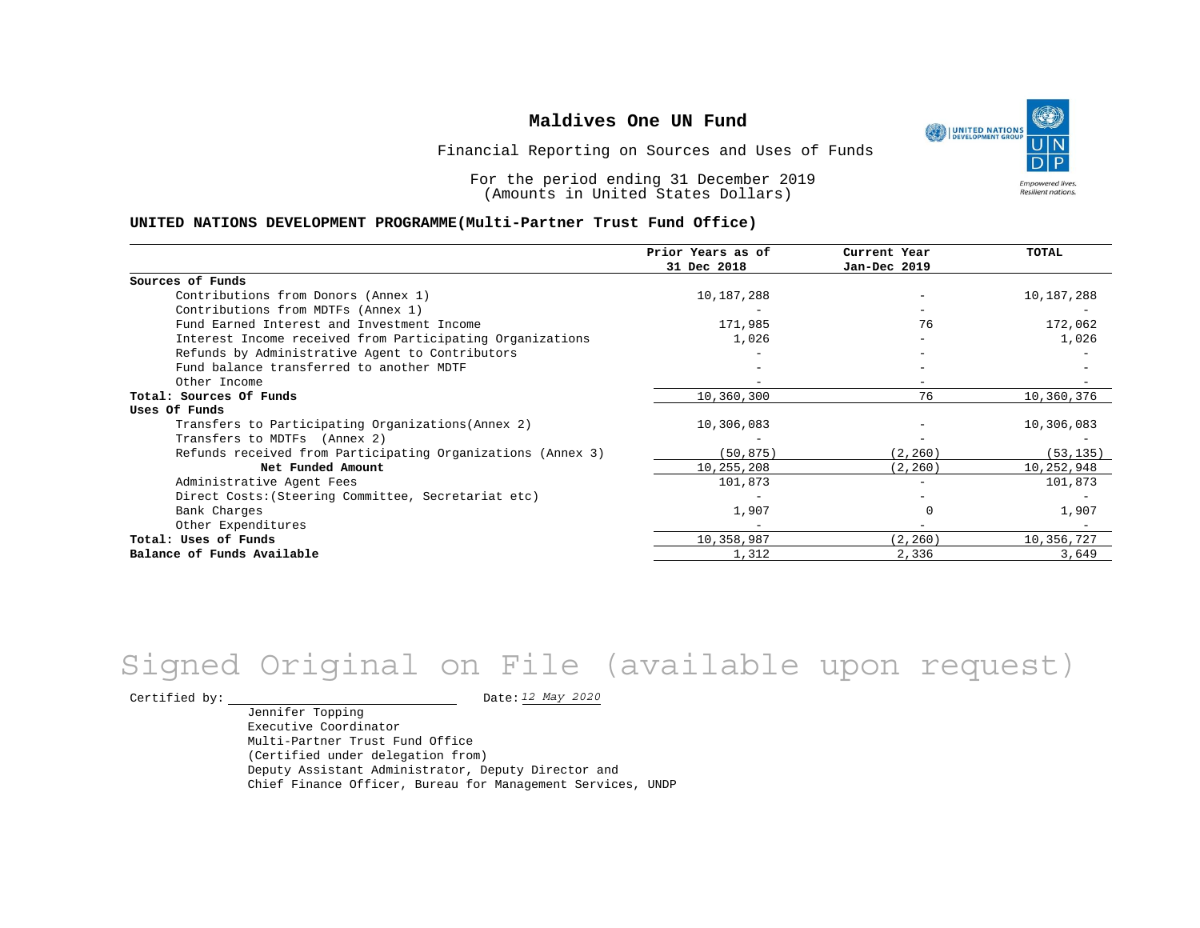# Maldives One UN Fund

Financial Reporting on Sources and Uses of Funds

For the period ending 31 December 2019
(Amounts in United States Dollars)

**UNITED NATIONS DEVELOPMENT PROGRAMME(Multi-Partner Trust Fund Office)**

| | Prior Years as of 31 Dec 2018 | Current Year Jan-Dec 2019 | TOTAL |
|---|---|---|---|
| **Sources of Funds** | | | |
| Contributions from Donors (Annex 1) | 10,187,288 | - | 10,187,288 |
| Contributions from MDTFs (Annex 1) | - | - | - |
| Fund Earned Interest and Investment Income | 171,985 | 76 | 172,062 |
| Interest Income received from Participating Organizations | 1,026 | - | 1,026 |
| Refunds by Administrative Agent to Contributors | - | - | - |
| Fund balance transferred to another MDTF | - | - | - |
| Other Income | - | - | - |
| **Total: Sources Of Funds** | 10,360,300 | 76 | 10,360,376 |
| **Uses Of Funds** | | | |
| Transfers to Participating Organizations(Annex 2) | 10,306,083 | - | 10,306,083 |
| Transfers to MDTFs (Annex 2) | - | - | - |
| Refunds received from Participating Organizations (Annex 3) | (50,875) | (2,260) | (53,135) |
| **Net Funded Amount** | 10,255,208 | (2,260) | 10,252,948 |
| Administrative Agent Fees | 101,873 | - | 101,873 |
| Direct Costs:(Steering Committee, Secretariat etc) | - | - | - |
| Bank Charges | 1,907 | 0 | 1,907 |
| Other Expenditures | - | - | - |
| **Total: Uses of Funds** | 10,358,987 | (2,260) | 10,356,727 |
| **Balance of Funds Available** | 1,312 | 2,336 | 3,649 |

Signed Original on File (available upon request)

Certified by: ____________________ Date: *12 May 2020*

Jennifer Topping
Executive Coordinator
Multi-Partner Trust Fund Office
(Certified under delegation from)
Deputy Assistant Administrator, Deputy Director and
Chief Finance Officer, Bureau for Management Services, UNDP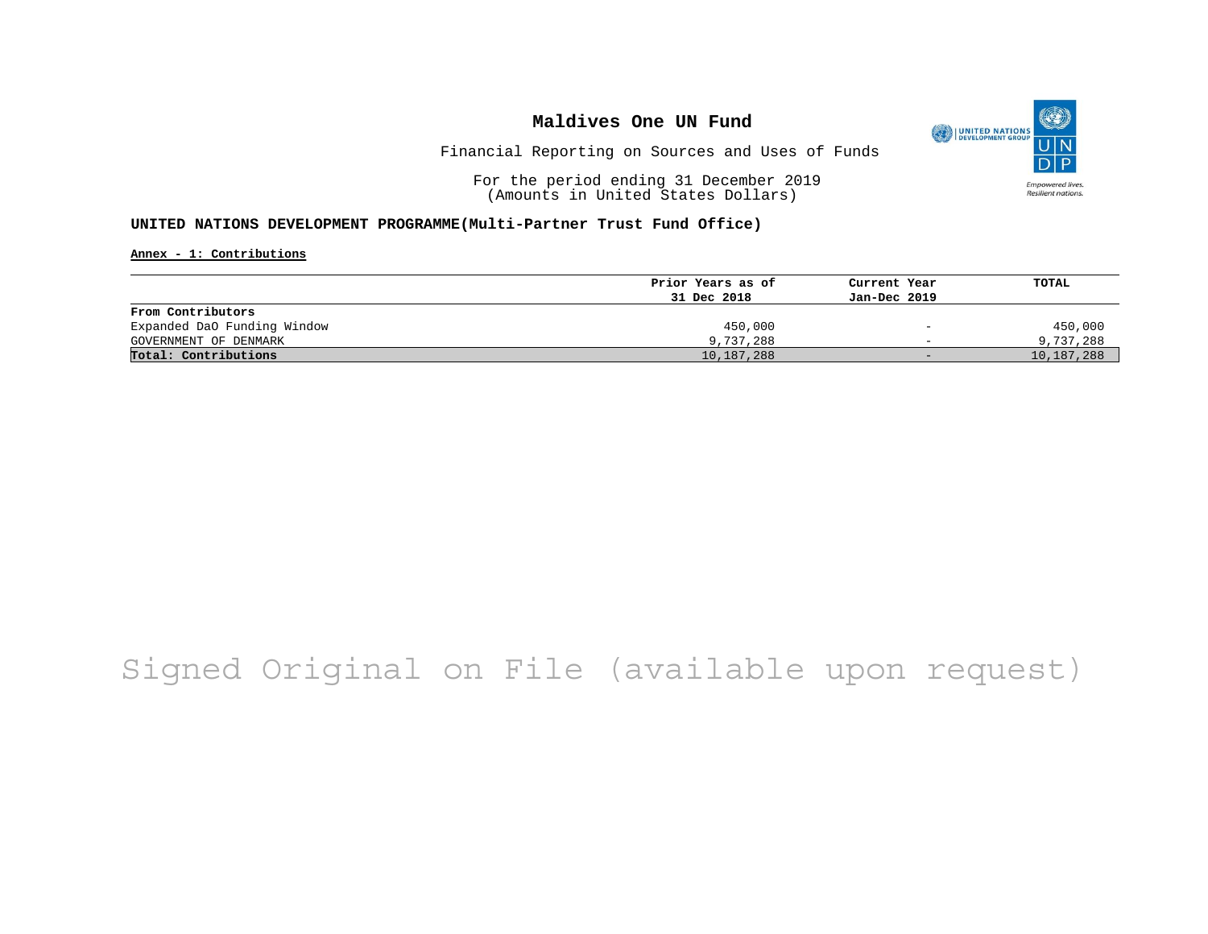# Maldives One UN Fund

Financial Reporting on Sources and Uses of Funds

For the period ending 31 December 2019
(Amounts in United States Dollars)

**UNITED NATIONS DEVELOPMENT PROGRAMME(Multi-Partner Trust Fund Office)**

**Annex - 1: Contributions**

| | Prior Years as of 31 Dec 2018 | Current Year Jan-Dec 2019 | TOTAL |
|---|---|---|---|
| **From Contributors** | | | |
| Expanded DaO Funding Window | 450,000 | - | 450,000 |
| GOVERNMENT OF DENMARK | 9,737,288 | - | 9,737,288 |
| **Total: Contributions** | 10,187,288 | - | 10,187,288 |

Signed Original on File (available upon request)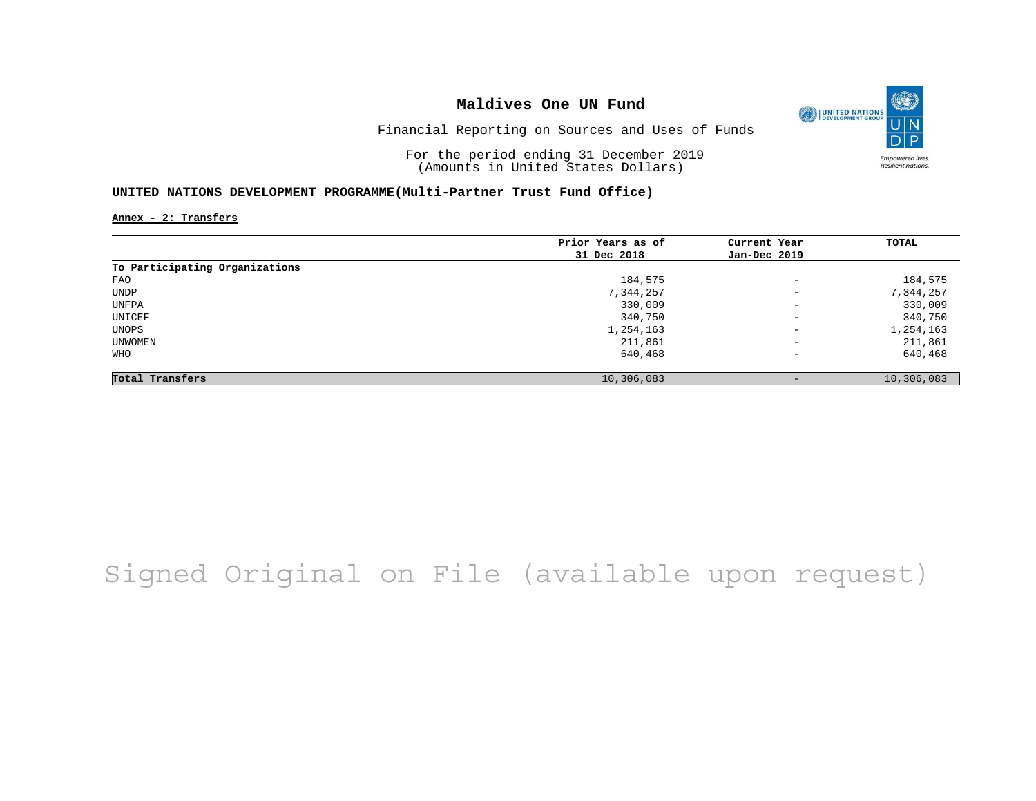# Maldives One UN Fund

Financial Reporting on Sources and Uses of Funds

For the period ending 31 December 2019
(Amounts in United States Dollars)

**UNITED NATIONS DEVELOPMENT PROGRAMME(Multi-Partner Trust Fund Office)**

**Annex - 2: Transfers**

| | Prior Years as of 31 Dec 2018 | Current Year Jan-Dec 2019 | TOTAL |
|---|---|---|---|
| **To Participating Organizations** | | | |
| FAO | 184,575 | - | 184,575 |
| UNDP | 7,344,257 | - | 7,344,257 |
| UNFPA | 330,009 | - | 330,009 |
| UNICEF | 340,750 | - | 340,750 |
| UNOPS | 1,254,163 | - | 1,254,163 |
| UNWOMEN | 211,861 | - | 211,861 |
| WHO | 640,468 | - | 640,468 |
| **Total Transfers** | 10,306,083 | - | 10,306,083 |

Signed Original on File (available upon request)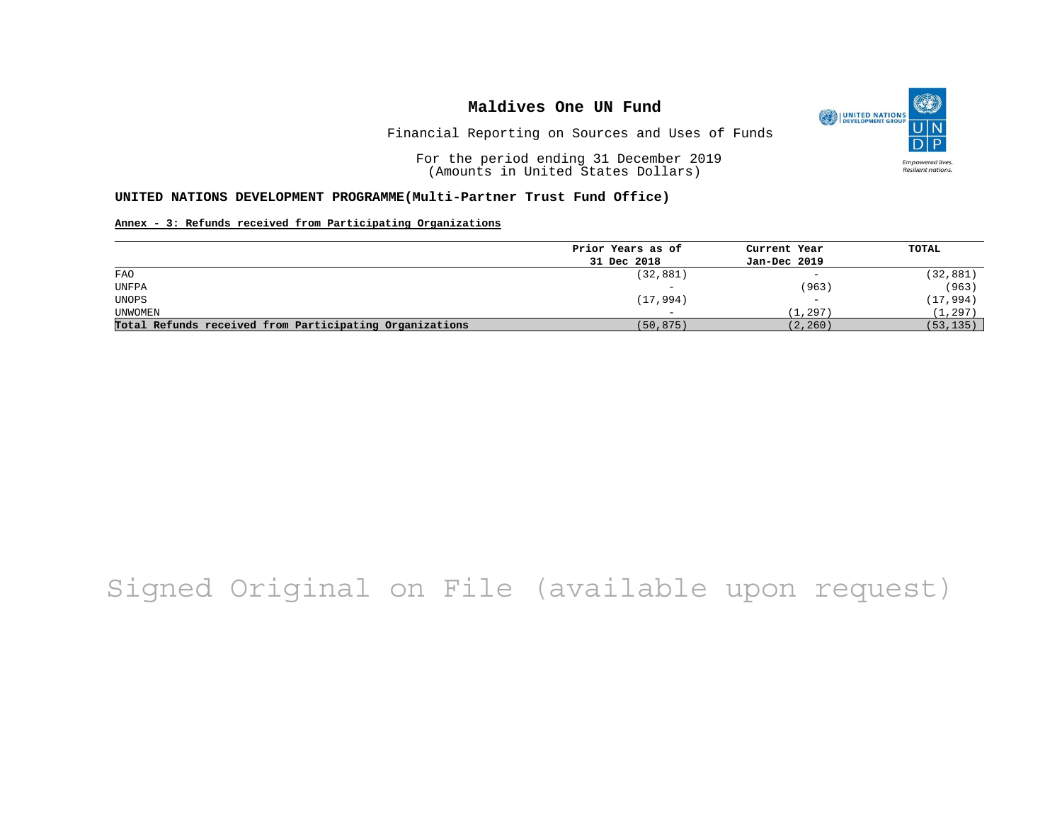# Maldives One UN Fund

Financial Reporting on Sources and Uses of Funds

For the period ending 31 December 2019
(Amounts in United States Dollars)

**UNITED NATIONS DEVELOPMENT PROGRAMME(Multi-Partner Trust Fund Office)**

**Annex - 3: Refunds received from Participating Organizations**

| | Prior Years as of 31 Dec 2018 | Current Year Jan-Dec 2019 | TOTAL |
|---|---|---|---|
| FAO | (32,881) | - | (32,881) |
| UNFPA | - | (963) | (963) |
| UNOPS | (17,994) | - | (17,994) |
| UNWOMEN | - | (1,297) | (1,297) |
| **Total Refunds received from Participating Organizations** | (50,875) | (2,260) | (53,135) |

Signed Original on File (available upon request)